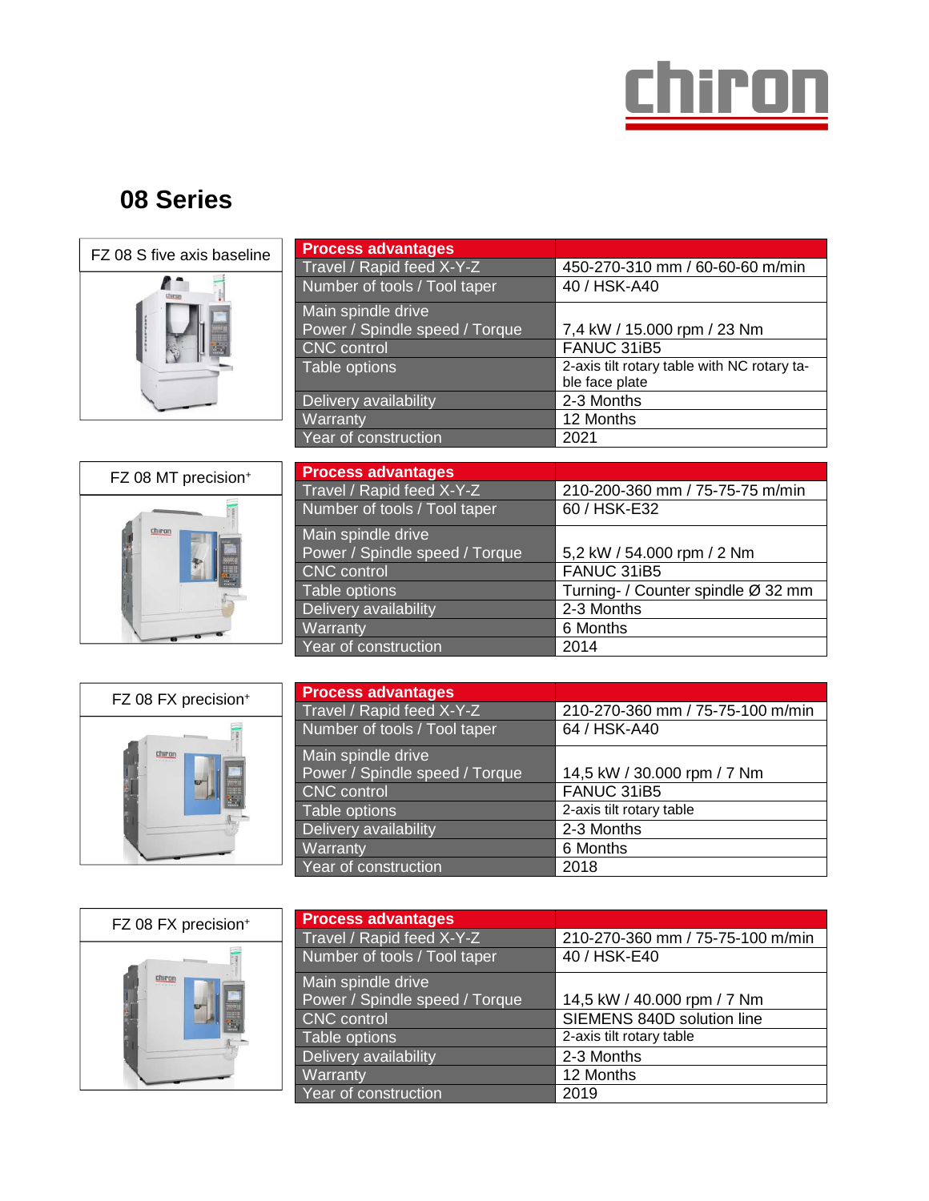chiron

# 08 Series

## FZ 08 S five axis baseline

| Process advantages | |
|---|---|
| Travel / Rapid feed X-Y-Z | 450-270-310 mm / 60-60-60 m/min |
| Number of tools / Tool taper | 40 / HSK-A40 |
| Main spindle drive Power / Spindle speed / Torque | 7,4 kW / 15.000 rpm / 23 Nm |
| CNC control | FANUC 31iB5 |
| Table options | 2-axis tilt rotary table with NC rotary table face plate |
| Delivery availability | 2-3 Months |
| Warranty | 12 Months |
| Year of construction | 2021 |

## FZ 08 MT precision+

| Process advantages | |
|---|---|
| Travel / Rapid feed X-Y-Z | 210-200-360 mm / 75-75-75 m/min |
| Number of tools / Tool taper | 60 / HSK-E32 |
| Main spindle drive Power / Spindle speed / Torque | 5,2 kW / 54.000 rpm / 2 Nm |
| CNC control | FANUC 31iB5 |
| Table options | Turning- / Counter spindle Ø 32 mm |
| Delivery availability | 2-3 Months |
| Warranty | 6 Months |
| Year of construction | 2014 |

## FZ 08 FX precision+

| Process advantages | |
|---|---|
| Travel / Rapid feed X-Y-Z | 210-270-360 mm / 75-75-100 m/min |
| Number of tools / Tool taper | 64 / HSK-A40 |
| Main spindle drive Power / Spindle speed / Torque | 14,5 kW / 30.000 rpm / 7 Nm |
| CNC control | FANUC 31iB5 |
| Table options | 2-axis tilt rotary table |
| Delivery availability | 2-3 Months |
| Warranty | 6 Months |
| Year of construction | 2018 |

## FZ 08 FX precision+

| Process advantages | |
|---|---|
| Travel / Rapid feed X-Y-Z | 210-270-360 mm / 75-75-100 m/min |
| Number of tools / Tool taper | 40 / HSK-E40 |
| Main spindle drive Power / Spindle speed / Torque | 14,5 kW / 40.000 rpm / 7 Nm |
| CNC control | SIEMENS 840D solution line |
| Table options | 2-axis tilt rotary table |
| Delivery availability | 2-3 Months |
| Warranty | 12 Months |
| Year of construction | 2019 |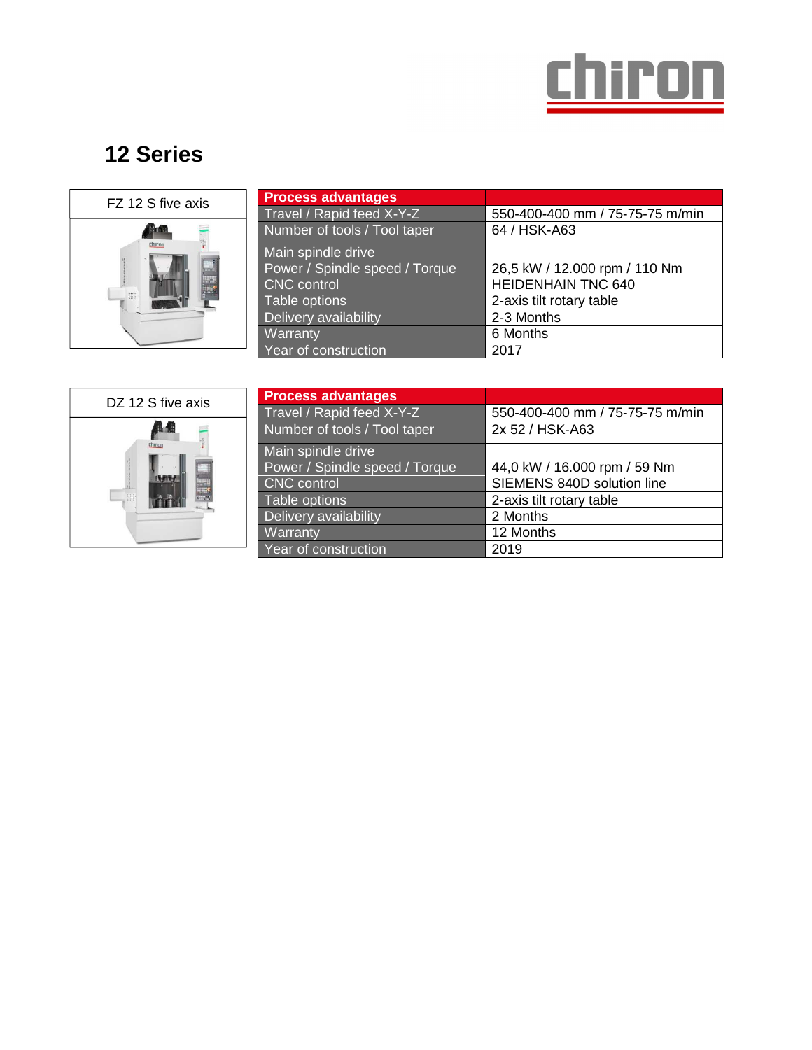# 12 Series

FZ 12 S five axis

| Process advantages | |
|---|---|
| Travel / Rapid feed X-Y-Z | 550-400-400 mm / 75-75-75 m/min |
| Number of tools / Tool taper | 64 / HSK-A63 |
| Main spindle drive<br>Power / Spindle speed / Torque | 26,5 kW / 12.000 rpm / 110 Nm |
| CNC control | HEIDENHAIN TNC 640 |
| Table options | 2-axis tilt rotary table |
| Delivery availability | 2-3 Months |
| Warranty | 6 Months |
| Year of construction | 2017 |

DZ 12 S five axis

| Process advantages | |
|---|---|
| Travel / Rapid feed X-Y-Z | 550-400-400 mm / 75-75-75 m/min |
| Number of tools / Tool taper | 2x 52 / HSK-A63 |
| Main spindle drive<br>Power / Spindle speed / Torque | 44,0 kW / 16.000 rpm / 59 Nm |
| CNC control | SIEMENS 840D solution line |
| Table options | 2-axis tilt rotary table |
| Delivery availability | 2 Months |
| Warranty | 12 Months |
| Year of construction | 2019 |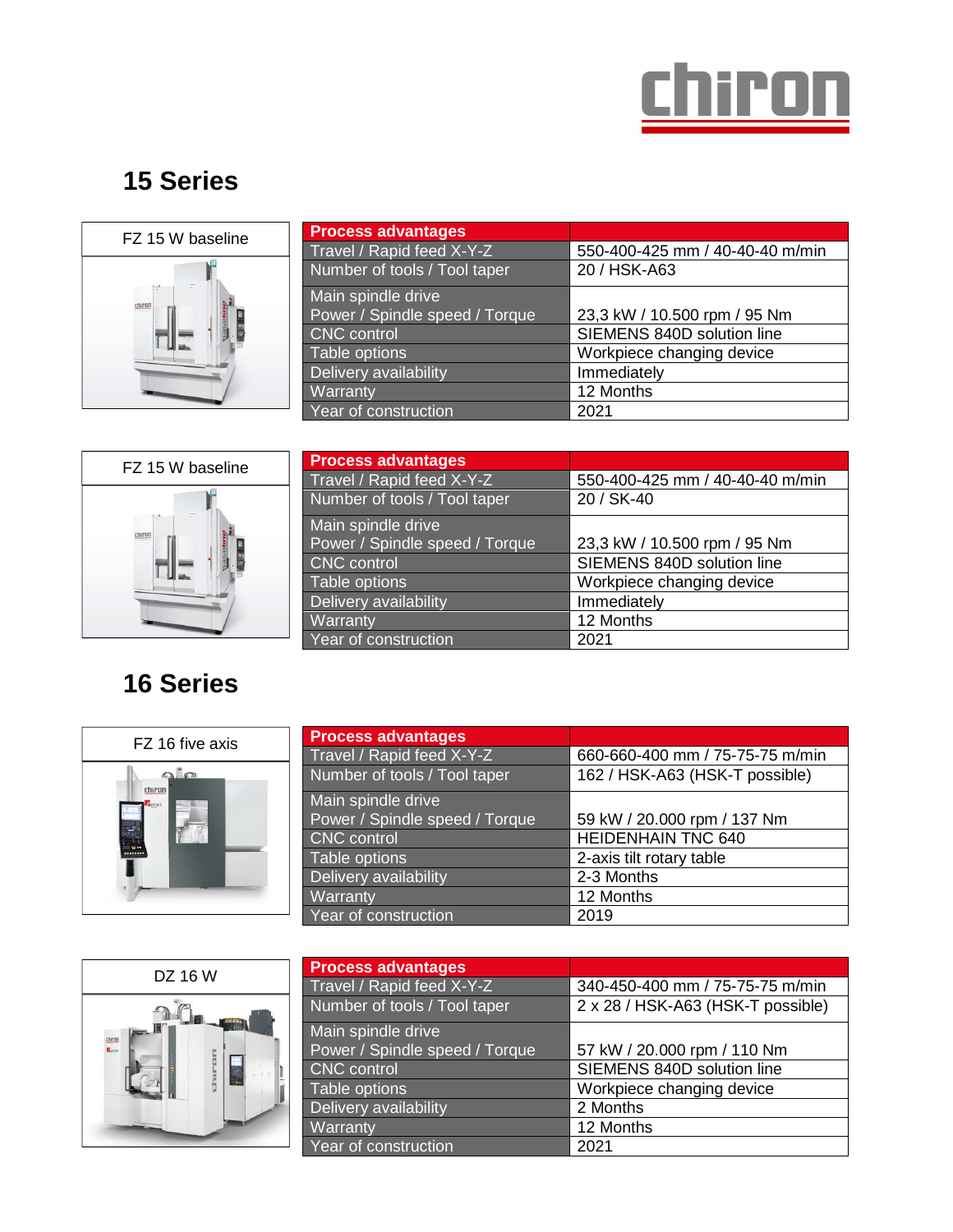## 15 Series

**FZ 15 W baseline**

| Process advantages | |
|---|---|
| Travel / Rapid feed X-Y-Z | 550-400-425 mm / 40-40-40 m/min |
| Number of tools / Tool taper | 20 / HSK-A63 |
| Main spindle drive Power / Spindle speed / Torque | 23,3 kW / 10.500 rpm / 95 Nm |
| CNC control | SIEMENS 840D solution line |
| Table options | Workpiece changing device |
| Delivery availability | Immediately |
| Warranty | 12 Months |
| Year of construction | 2021 |

**FZ 15 W baseline**

| Process advantages | |
|---|---|
| Travel / Rapid feed X-Y-Z | 550-400-425 mm / 40-40-40 m/min |
| Number of tools / Tool taper | 20 / SK-40 |
| Main spindle drive Power / Spindle speed / Torque | 23,3 kW / 10.500 rpm / 95 Nm |
| CNC control | SIEMENS 840D solution line |
| Table options | Workpiece changing device |
| Delivery availability | Immediately |
| Warranty | 12 Months |
| Year of construction | 2021 |

## 16 Series

**FZ 16 five axis**

| Process advantages | |
|---|---|
| Travel / Rapid feed X-Y-Z | 660-660-400 mm / 75-75-75 m/min |
| Number of tools / Tool taper | 162 / HSK-A63 (HSK-T possible) |
| Main spindle drive Power / Spindle speed / Torque | 59 kW / 20.000 rpm / 137 Nm |
| CNC control | HEIDENHAIN TNC 640 |
| Table options | 2-axis tilt rotary table |
| Delivery availability | 2-3 Months |
| Warranty | 12 Months |
| Year of construction | 2019 |

**DZ 16 W**

| Process advantages | |
|---|---|
| Travel / Rapid feed X-Y-Z | 340-450-400 mm / 75-75-75 m/min |
| Number of tools / Tool taper | 2 x 28 / HSK-A63 (HSK-T possible) |
| Main spindle drive Power / Spindle speed / Torque | 57 kW / 20.000 rpm / 110 Nm |
| CNC control | SIEMENS 840D solution line |
| Table options | Workpiece changing device |
| Delivery availability | 2 Months |
| Warranty | 12 Months |
| Year of construction | 2021 |